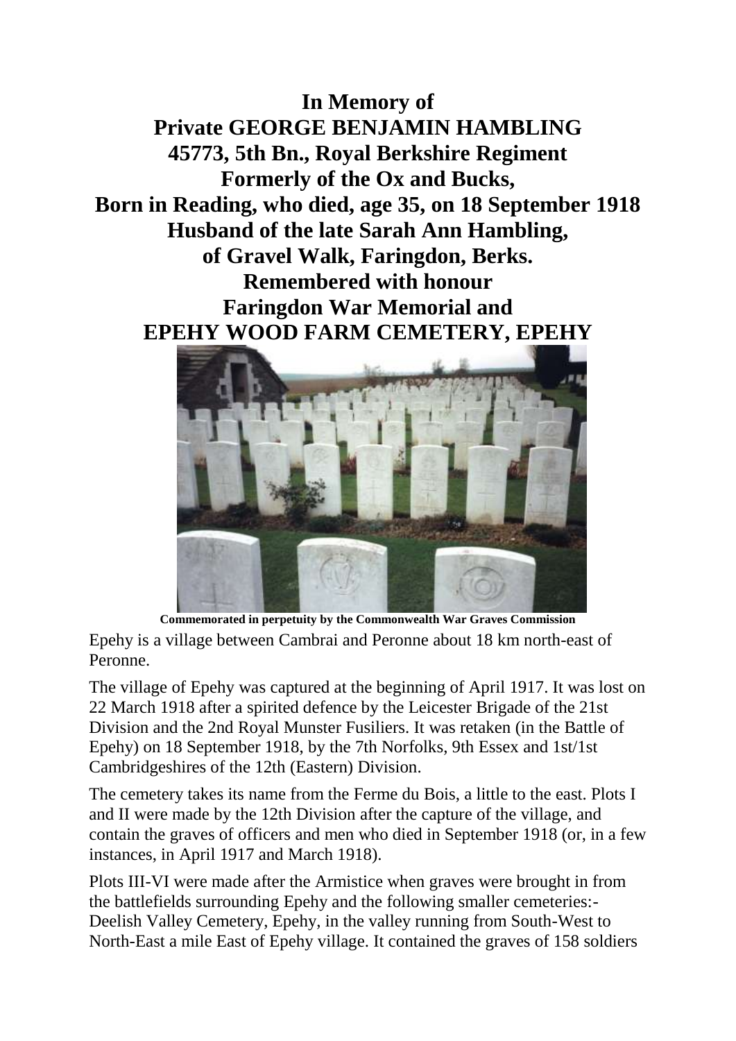**In Memory of**
**Private GEORGE BENJAMIN HAMBLING**
**45773, 5th Bn., Royal Berkshire Regiment**
**Formerly of the Ox and Bucks,**
**Born in Reading, who died, age 35, on 18 September 1918**
**Husband of the late Sarah Ann Hambling,**
**of Gravel Walk, Faringdon, Berks.**
**Remembered with honour**
**Faringdon War Memorial and**
**EPEHY WOOD FARM CEMETERY, EPEHY**

**Commemorated in perpetuity by the Commonwealth War Graves Commission**

Epehy is a village between Cambrai and Peronne about 18 km north-east of Peronne.

The village of Epehy was captured at the beginning of April 1917. It was lost on 22 March 1918 after a spirited defence by the Leicester Brigade of the 21st Division and the 2nd Royal Munster Fusiliers. It was retaken (in the Battle of Epehy) on 18 September 1918, by the 7th Norfolks, 9th Essex and 1st/1st Cambridgeshires of the 12th (Eastern) Division.

The cemetery takes its name from the Ferme du Bois, a little to the east. Plots I and II were made by the 12th Division after the capture of the village, and contain the graves of officers and men who died in September 1918 (or, in a few instances, in April 1917 and March 1918).

Plots III-VI were made after the Armistice when graves were brought in from the battlefields surrounding Epehy and the following smaller cemeteries:- Deelish Valley Cemetery, Epehy, in the valley running from South-West to North-East a mile East of Epehy village. It contained the graves of 158 soldiers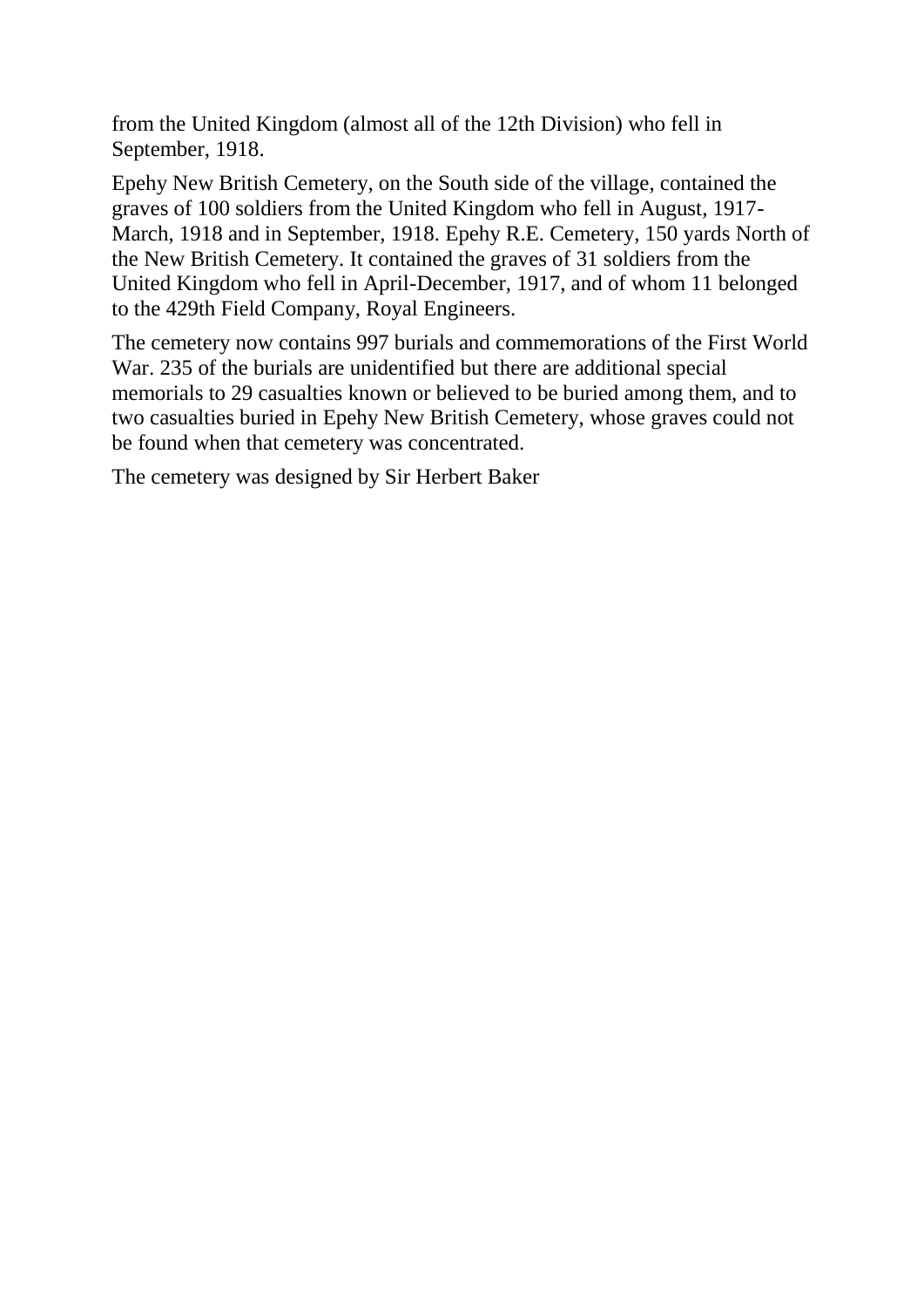from the United Kingdom (almost all of the 12th Division) who fell in September, 1918.

Epehy New British Cemetery, on the South side of the village, contained the graves of 100 soldiers from the United Kingdom who fell in August, 1917-March, 1918 and in September, 1918. Epehy R.E. Cemetery, 150 yards North of the New British Cemetery. It contained the graves of 31 soldiers from the United Kingdom who fell in April-December, 1917, and of whom 11 belonged to the 429th Field Company, Royal Engineers.

The cemetery now contains 997 burials and commemorations of the First World War. 235 of the burials are unidentified but there are additional special memorials to 29 casualties known or believed to be buried among them, and to two casualties buried in Epehy New British Cemetery, whose graves could not be found when that cemetery was concentrated.

The cemetery was designed by Sir Herbert Baker